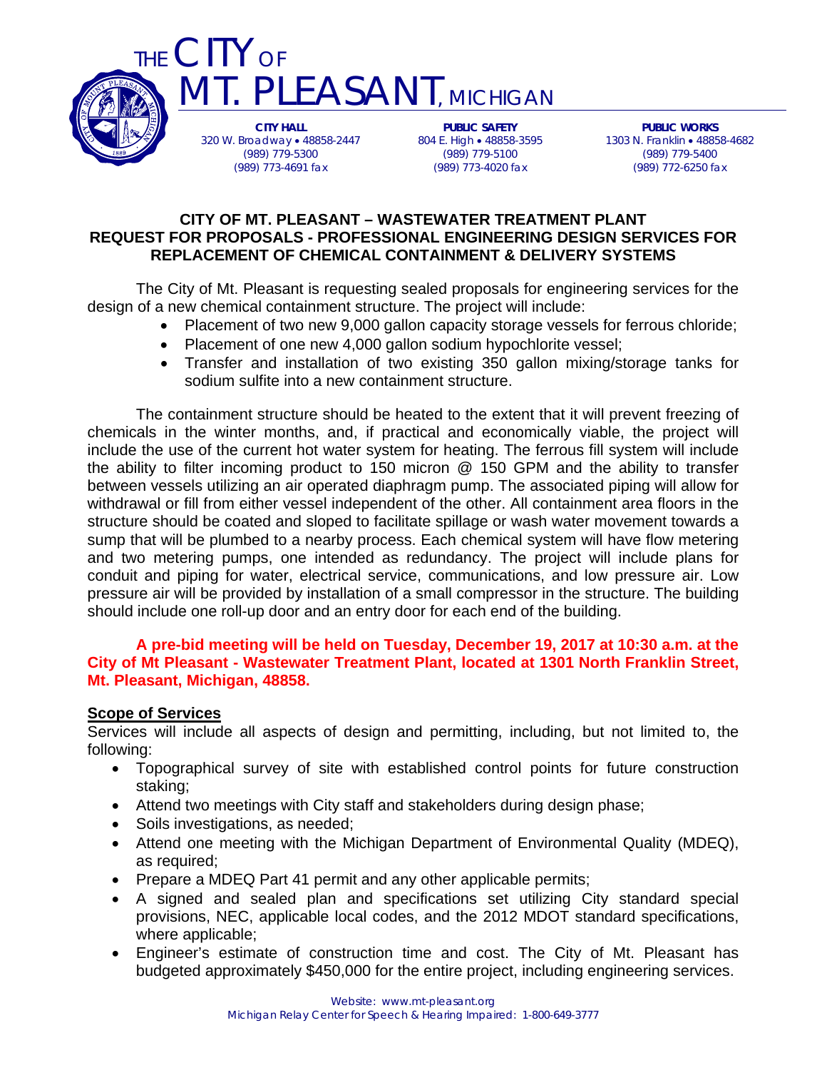# THE CITY OF MT. PLEASANT, MICHIGAN

**CITY HALL**
320 W. Broadway • 48858-2447
(989) 779-5300
(989) 773-4691 fax

**PUBLIC SAFETY**
804 E. High • 48858-3595
(989) 779-5100
(989) 773-4020 fax

**PUBLIC WORKS**
1303 N. Franklin • 48858-4682
(989) 779-5400
(989) 772-6250 fax

## CITY OF MT. PLEASANT – WASTEWATER TREATMENT PLANT
## REQUEST FOR PROPOSALS - PROFESSIONAL ENGINEERING DESIGN SERVICES FOR REPLACEMENT OF CHEMICAL CONTAINMENT & DELIVERY SYSTEMS

The City of Mt. Pleasant is requesting sealed proposals for engineering services for the design of a new chemical containment structure. The project will include:

- Placement of two new 9,000 gallon capacity storage vessels for ferrous chloride;
- Placement of one new 4,000 gallon sodium hypochlorite vessel;
- Transfer and installation of two existing 350 gallon mixing/storage tanks for sodium sulfite into a new containment structure.

The containment structure should be heated to the extent that it will prevent freezing of chemicals in the winter months, and, if practical and economically viable, the project will include the use of the current hot water system for heating. The ferrous fill system will include the ability to filter incoming product to 150 micron @ 150 GPM and the ability to transfer between vessels utilizing an air operated diaphragm pump. The associated piping will allow for withdrawal or fill from either vessel independent of the other. All containment area floors in the structure should be coated and sloped to facilitate spillage or wash water movement towards a sump that will be plumbed to a nearby process. Each chemical system will have flow metering and two metering pumps, one intended as redundancy. The project will include plans for conduit and piping for water, electrical service, communications, and low pressure air. Low pressure air will be provided by installation of a small compressor in the structure. The building should include one roll-up door and an entry door for each end of the building.

**A pre-bid meeting will be held on Tuesday, December 19, 2017 at 10:30 a.m. at the City of Mt Pleasant - Wastewater Treatment Plant, located at 1301 North Franklin Street, Mt. Pleasant, Michigan, 48858.**

### Scope of Services

Services will include all aspects of design and permitting, including, but not limited to, the following:

- Topographical survey of site with established control points for future construction staking;
- Attend two meetings with City staff and stakeholders during design phase;
- Soils investigations, as needed;
- Attend one meeting with the Michigan Department of Environmental Quality (MDEQ), as required;
- Prepare a MDEQ Part 41 permit and any other applicable permits;
- A signed and sealed plan and specifications set utilizing City standard special provisions, NEC, applicable local codes, and the 2012 MDOT standard specifications, where applicable;
- Engineer's estimate of construction time and cost. The City of Mt. Pleasant has budgeted approximately $450,000 for the entire project, including engineering services.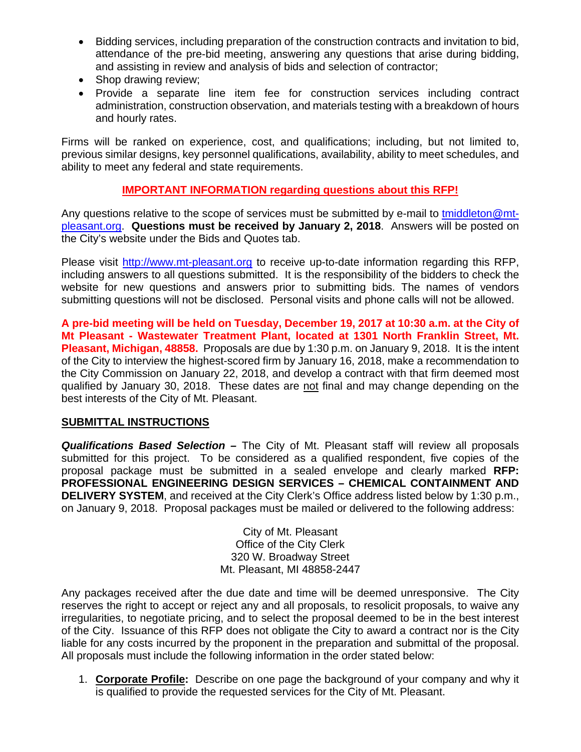- Bidding services, including preparation of the construction contracts and invitation to bid, attendance of the pre-bid meeting, answering any questions that arise during bidding, and assisting in review and analysis of bids and selection of contractor;
- Shop drawing review;
- Provide a separate line item fee for construction services including contract administration, construction observation, and materials testing with a breakdown of hours and hourly rates.

Firms will be ranked on experience, cost, and qualifications; including, but not limited to, previous similar designs, key personnel qualifications, availability, ability to meet schedules, and ability to meet any federal and state requirements.

**IMPORTANT INFORMATION regarding questions about this RFP!**

Any questions relative to the scope of services must be submitted by e-mail to tmiddleton@mt-pleasant.org. **Questions must be received by January 2, 2018**. Answers will be posted on the City's website under the Bids and Quotes tab.

Please visit http://www.mt-pleasant.org to receive up-to-date information regarding this RFP, including answers to all questions submitted. It is the responsibility of the bidders to check the website for new questions and answers prior to submitting bids. The names of vendors submitting questions will not be disclosed. Personal visits and phone calls will not be allowed.

**A pre-bid meeting will be held on Tuesday, December 19, 2017 at 10:30 a.m. at the City of Mt Pleasant - Wastewater Treatment Plant, located at 1301 North Franklin Street, Mt. Pleasant, Michigan, 48858.** Proposals are due by 1:30 p.m. on January 9, 2018. It is the intent of the City to interview the highest-scored firm by January 16, 2018, make a recommendation to the City Commission on January 22, 2018, and develop a contract with that firm deemed most qualified by January 30, 2018. These dates are not final and may change depending on the best interests of the City of Mt. Pleasant.

## SUBMITTAL INSTRUCTIONS

***Qualifications Based Selection –*** The City of Mt. Pleasant staff will review all proposals submitted for this project. To be considered as a qualified respondent, five copies of the proposal package must be submitted in a sealed envelope and clearly marked **RFP: PROFESSIONAL ENGINEERING DESIGN SERVICES – CHEMICAL CONTAINMENT AND DELIVERY SYSTEM**, and received at the City Clerk's Office address listed below by 1:30 p.m., on January 9, 2018. Proposal packages must be mailed or delivered to the following address:

City of Mt. Pleasant
Office of the City Clerk
320 W. Broadway Street
Mt. Pleasant, MI 48858-2447

Any packages received after the due date and time will be deemed unresponsive. The City reserves the right to accept or reject any and all proposals, to resolicit proposals, to waive any irregularities, to negotiate pricing, and to select the proposal deemed to be in the best interest of the City. Issuance of this RFP does not obligate the City to award a contract nor is the City liable for any costs incurred by the proponent in the preparation and submittal of the proposal. All proposals must include the following information in the order stated below:

1. **Corporate Profile:** Describe on one page the background of your company and why it is qualified to provide the requested services for the City of Mt. Pleasant.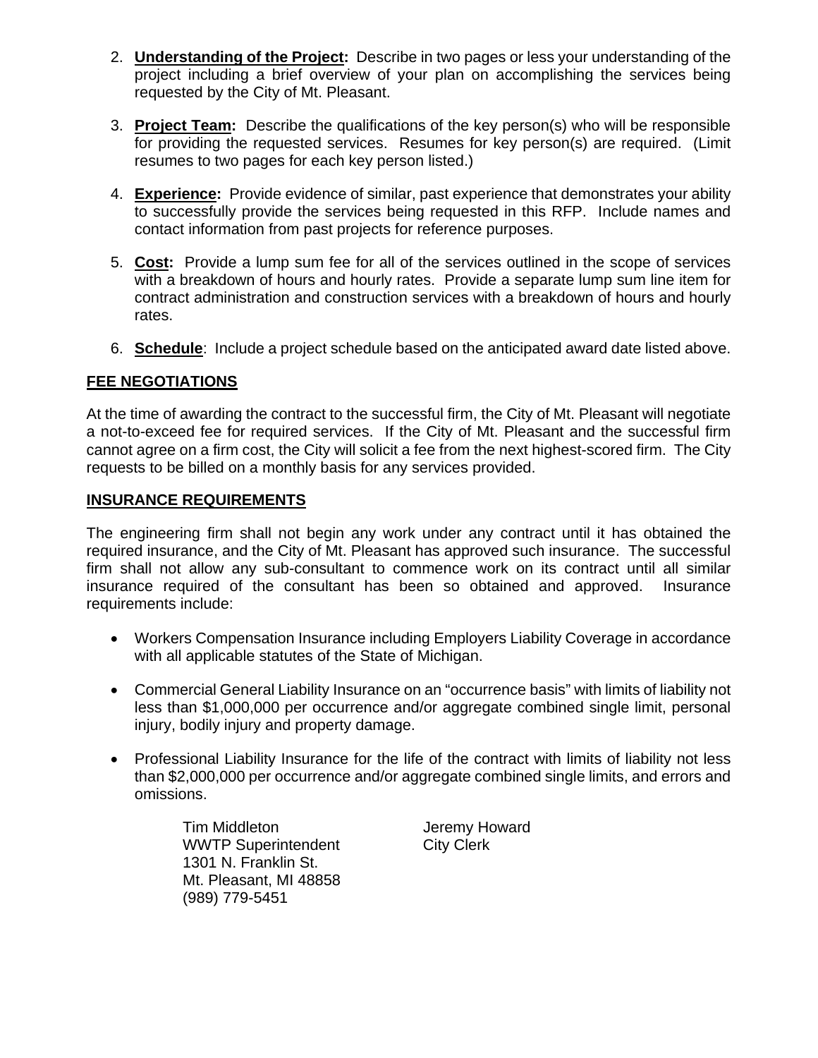2. **Understanding of the Project:** Describe in two pages or less your understanding of the project including a brief overview of your plan on accomplishing the services being requested by the City of Mt. Pleasant.

3. **Project Team:** Describe the qualifications of the key person(s) who will be responsible for providing the requested services. Resumes for key person(s) are required. (Limit resumes to two pages for each key person listed.)

4. **Experience:** Provide evidence of similar, past experience that demonstrates your ability to successfully provide the services being requested in this RFP. Include names and contact information from past projects for reference purposes.

5. **Cost:** Provide a lump sum fee for all of the services outlined in the scope of services with a breakdown of hours and hourly rates. Provide a separate lump sum line item for contract administration and construction services with a breakdown of hours and hourly rates.

6. **Schedule**: Include a project schedule based on the anticipated award date listed above.

## FEE NEGOTIATIONS

At the time of awarding the contract to the successful firm, the City of Mt. Pleasant will negotiate a not-to-exceed fee for required services. If the City of Mt. Pleasant and the successful firm cannot agree on a firm cost, the City will solicit a fee from the next highest-scored firm. The City requests to be billed on a monthly basis for any services provided.

## INSURANCE REQUIREMENTS

The engineering firm shall not begin any work under any contract until it has obtained the required insurance, and the City of Mt. Pleasant has approved such insurance. The successful firm shall not allow any sub-consultant to commence work on its contract until all similar insurance required of the consultant has been so obtained and approved. Insurance requirements include:

- Workers Compensation Insurance including Employers Liability Coverage in accordance with all applicable statutes of the State of Michigan.

- Commercial General Liability Insurance on an "occurrence basis" with limits of liability not less than $1,000,000 per occurrence and/or aggregate combined single limit, personal injury, bodily injury and property damage.

- Professional Liability Insurance for the life of the contract with limits of liability not less than $2,000,000 per occurrence and/or aggregate combined single limits, and errors and omissions.

Tim Middleton
WWTP Superintendent
1301 N. Franklin St.
Mt. Pleasant, MI 48858
(989) 779-5451

Jeremy Howard
City Clerk